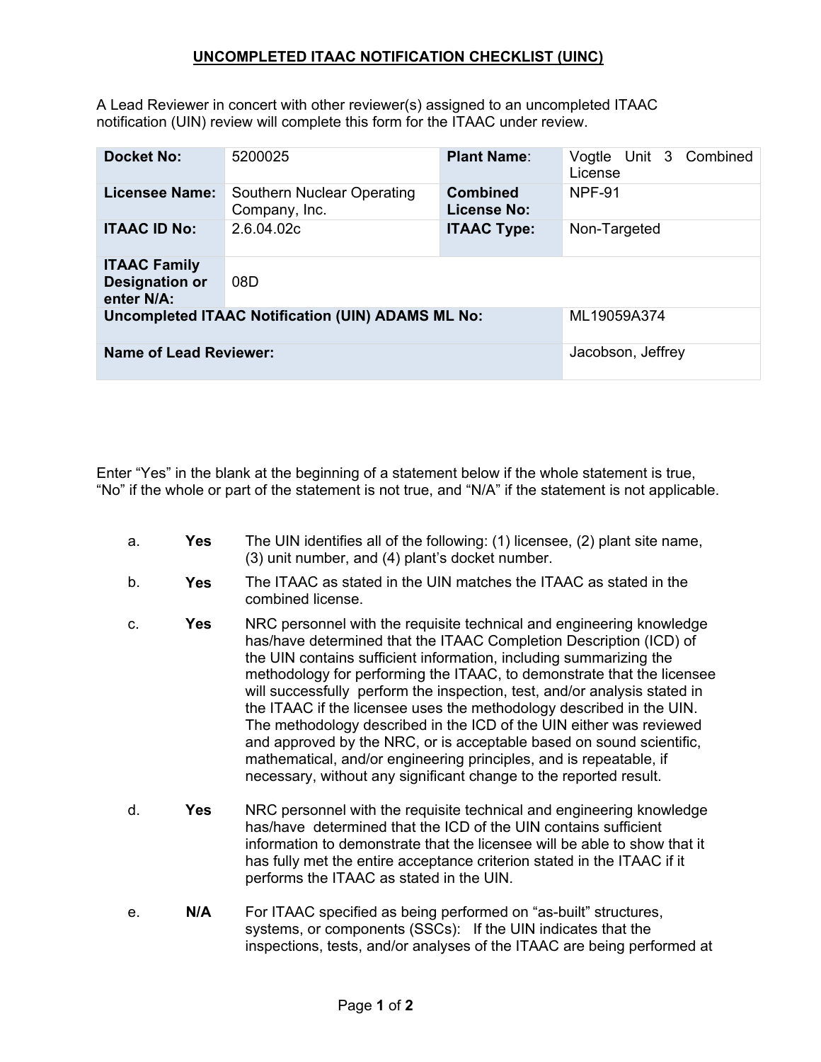# UNCOMPLETED ITAAC NOTIFICATION CHECKLIST (UINC)

A Lead Reviewer in concert with other reviewer(s) assigned to an uncompleted ITAAC notification (UIN) review will complete this form for the ITAAC under review.

| | | | |
|---|---|---|---|
| **Docket No:** | 5200025 | **Plant Name**: | Vogtle Unit 3 Combined License |
| **Licensee Name:** | Southern Nuclear Operating Company, Inc. | **Combined License No:** | NPF-91 |
| **ITAAC ID No:** | 2.6.04.02c | **ITAAC Type:** | Non-Targeted |
| **ITAAC Family Designation or enter N/A:** | 08D | | |
| **Uncompleted ITAAC Notification (UIN) ADAMS ML No:** | | | ML19059A374 |
| **Name of Lead Reviewer:** | | | Jacobson, Jeffrey |

Enter "Yes" in the blank at the beginning of a statement below if the whole statement is true, "No" if the whole or part of the statement is not true, and "N/A" if the statement is not applicable.

a. **Yes** The UIN identifies all of the following: (1) licensee, (2) plant site name, (3) unit number, and (4) plant's docket number.

b. **Yes** The ITAAC as stated in the UIN matches the ITAAC as stated in the combined license.

c. **Yes** NRC personnel with the requisite technical and engineering knowledge has/have determined that the ITAAC Completion Description (ICD) of the UIN contains sufficient information, including summarizing the methodology for performing the ITAAC, to demonstrate that the licensee will successfully perform the inspection, test, and/or analysis stated in the ITAAC if the licensee uses the methodology described in the UIN. The methodology described in the ICD of the UIN either was reviewed and approved by the NRC, or is acceptable based on sound scientific, mathematical, and/or engineering principles, and is repeatable, if necessary, without any significant change to the reported result.

d. **Yes** NRC personnel with the requisite technical and engineering knowledge has/have determined that the ICD of the UIN contains sufficient information to demonstrate that the licensee will be able to show that it has fully met the entire acceptance criterion stated in the ITAAC if it performs the ITAAC as stated in the UIN.

e. **N/A** For ITAAC specified as being performed on "as-built" structures, systems, or components (SSCs): If the UIN indicates that the inspections, tests, and/or analyses of the ITAAC are being performed at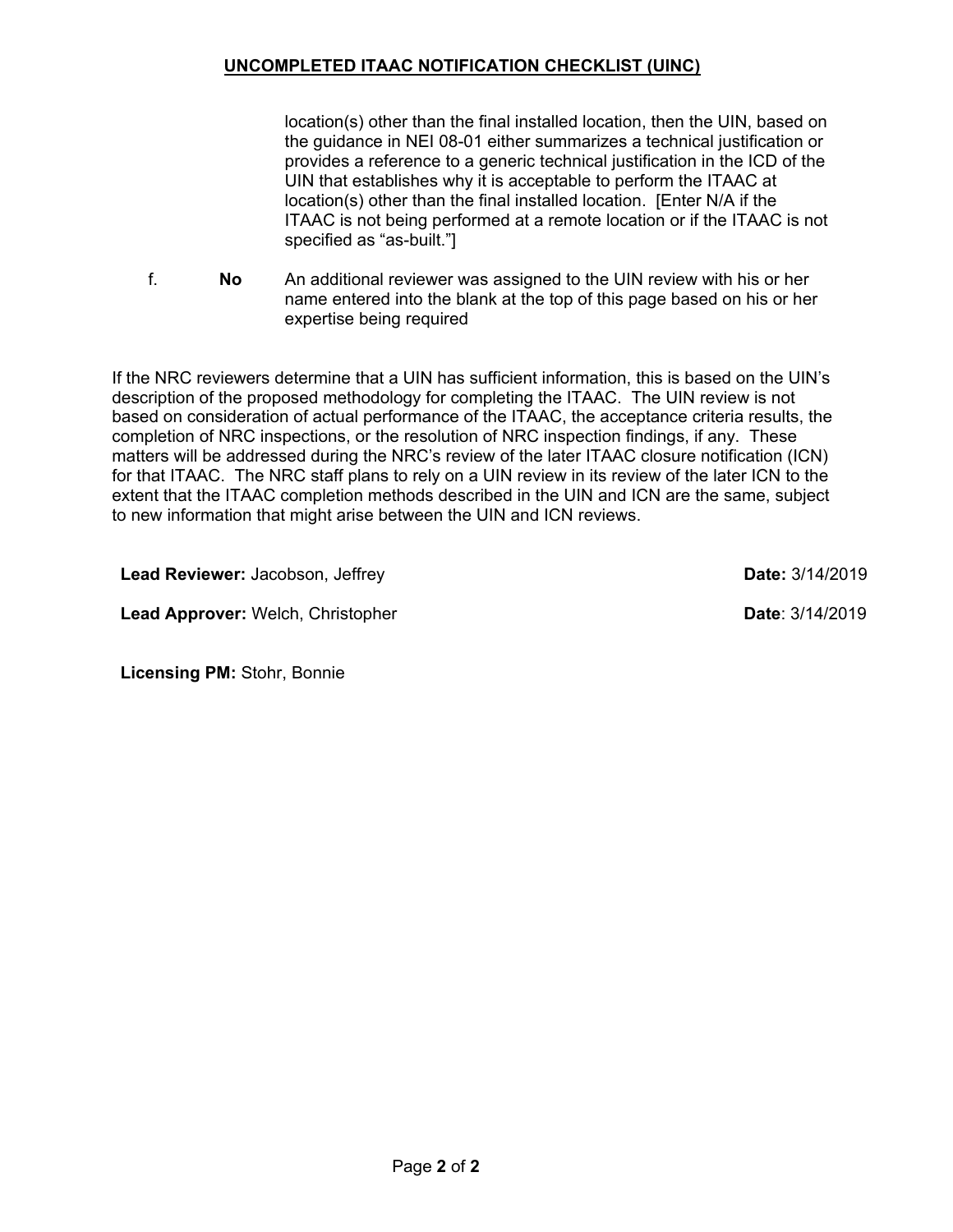## UNCOMPLETED ITAAC NOTIFICATION CHECKLIST (UINC)

location(s) other than the final installed location, then the UIN, based on the guidance in NEI 08-01 either summarizes a technical justification or provides a reference to a generic technical justification in the ICD of the UIN that establishes why it is acceptable to perform the ITAAC at location(s) other than the final installed location. [Enter N/A if the ITAAC is not being performed at a remote location or if the ITAAC is not specified as "as-built."]

f. **No** An additional reviewer was assigned to the UIN review with his or her name entered into the blank at the top of this page based on his or her expertise being required

If the NRC reviewers determine that a UIN has sufficient information, this is based on the UIN's description of the proposed methodology for completing the ITAAC. The UIN review is not based on consideration of actual performance of the ITAAC, the acceptance criteria results, the completion of NRC inspections, or the resolution of NRC inspection findings, if any. These matters will be addressed during the NRC's review of the later ITAAC closure notification (ICN) for that ITAAC. The NRC staff plans to rely on a UIN review in its review of the later ICN to the extent that the ITAAC completion methods described in the UIN and ICN are the same, subject to new information that might arise between the UIN and ICN reviews.

**Lead Reviewer:** Jacobson, Jeffrey **Date:** 3/14/2019

**Lead Approver:** Welch, Christopher **Date**: 3/14/2019

**Licensing PM:** Stohr, Bonnie